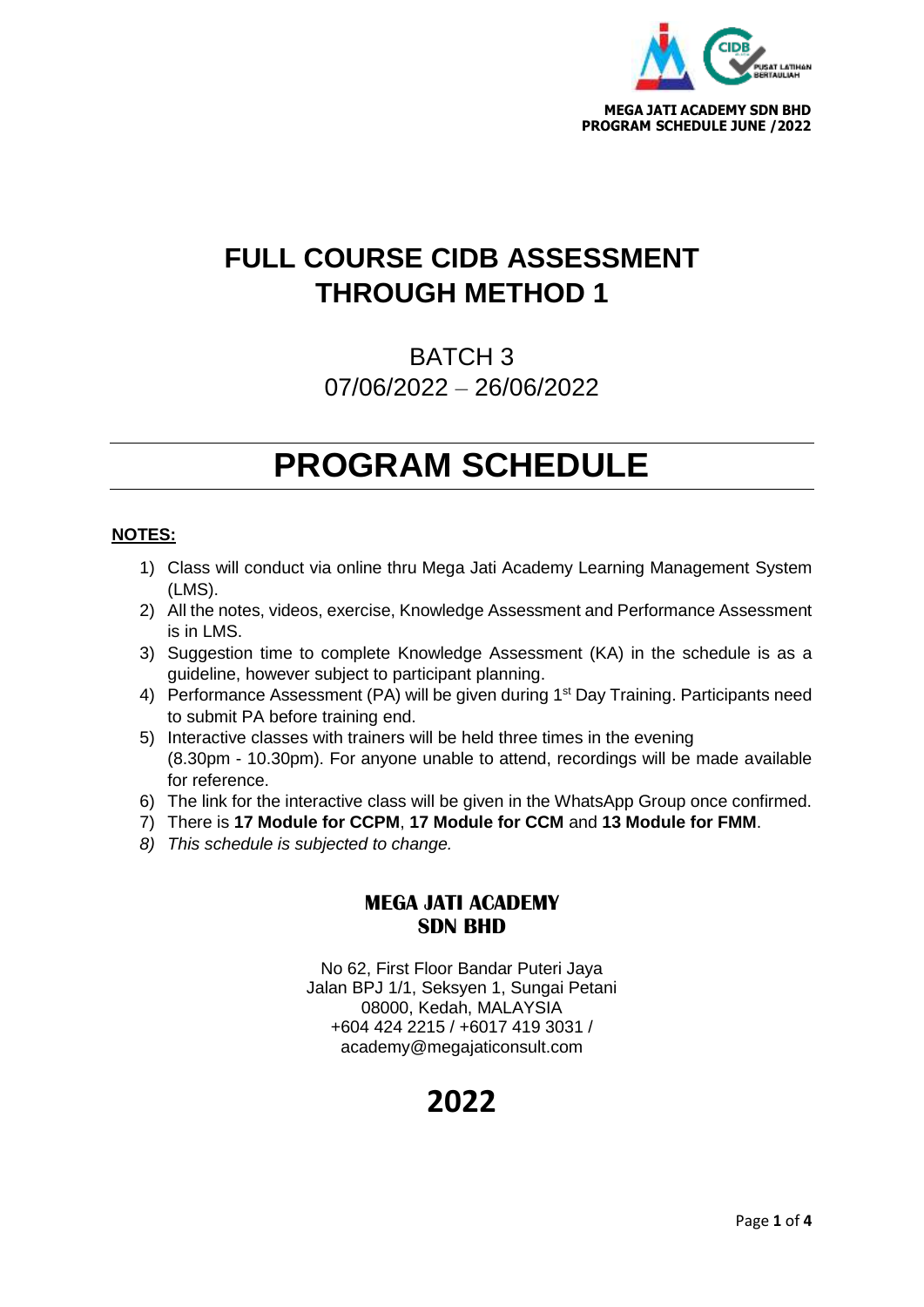**MEGA JATI ACADEMY SDN BHD**
**PROGRAM SCHEDULE JUNE /2022**

# FULL COURSE CIDB ASSESSMENT THROUGH METHOD 1

BATCH 3

07/06/2022 – 26/06/2022

# PROGRAM SCHEDULE

**NOTES:**

1) Class will conduct via online thru Mega Jati Academy Learning Management System (LMS).
2) All the notes, videos, exercise, Knowledge Assessment and Performance Assessment is in LMS.
3) Suggestion time to complete Knowledge Assessment (KA) in the schedule is as a guideline, however subject to participant planning.
4) Performance Assessment (PA) will be given during 1st Day Training. Participants need to submit PA before training end.
5) Interactive classes with trainers will be held three times in the evening (8.30pm - 10.30pm). For anyone unable to attend, recordings will be made available for reference.
6) The link for the interactive class will be given in the WhatsApp Group once confirmed.
7) There is **17 Module for CCPM**, **17 Module for CCM** and **13 Module for FMM**.
8) *This schedule is subjected to change.*

**MEGA JATI ACADEMY SDN BHD**

No 62, First Floor Bandar Puteri Jaya
Jalan BPJ 1/1, Seksyen 1, Sungai Petani
08000, Kedah, MALAYSIA
+604 424 2215 / +6017 419 3031 /
academy@megajaticonsult.com

**2022**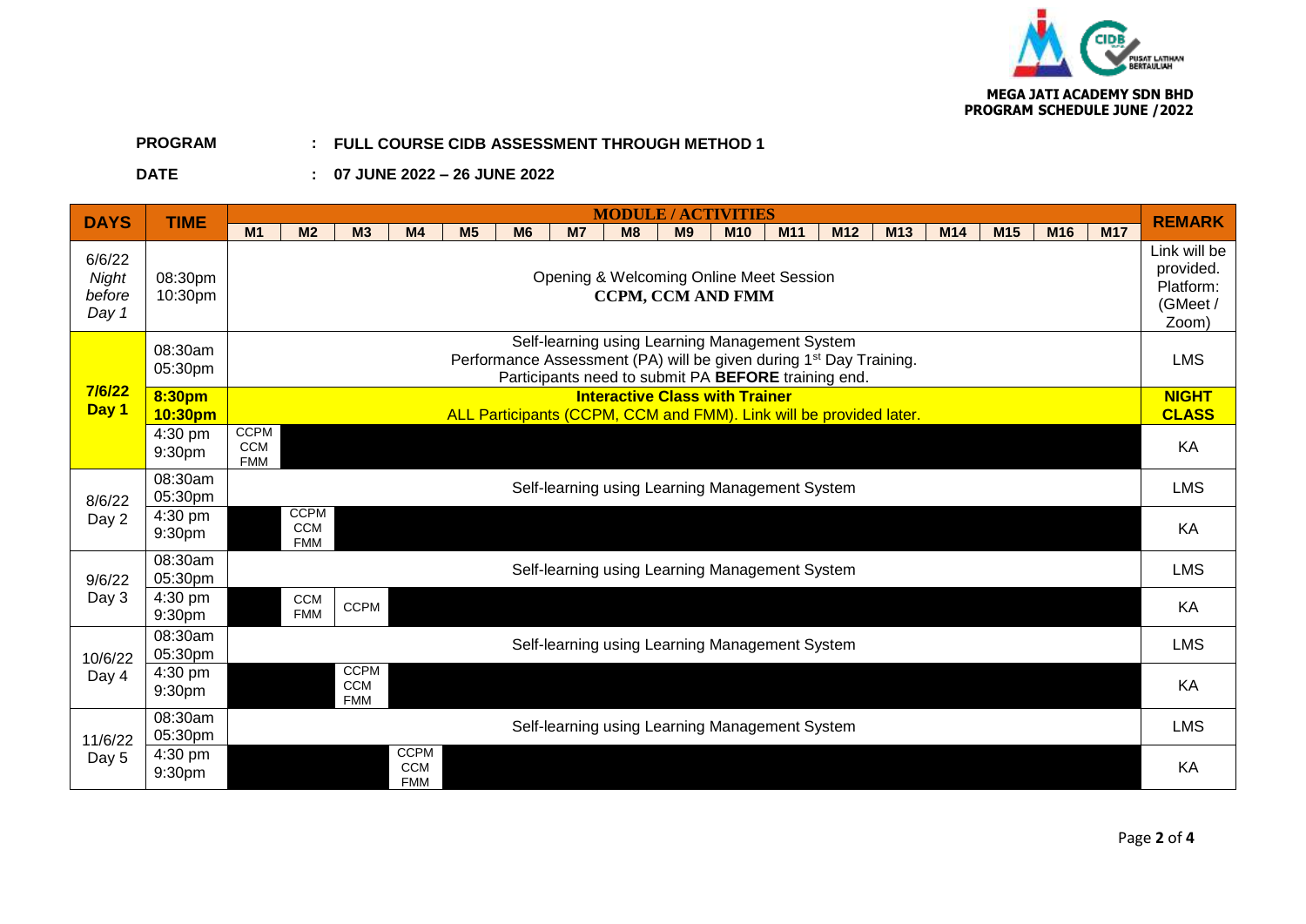MEGA JATI ACADEMY SDN BHD
PROGRAM SCHEDULE JUNE /2022

**PROGRAM : FULL COURSE CIDB ASSESSMENT THROUGH METHOD 1**

**DATE : 07 JUNE 2022 – 26 JUNE 2022**

| DAYS | TIME | MODULE / ACTIVITIES | | | | | | | | | | | | | | | | | REMARK |
|---|---|---|---|---|---|---|---|---|---|---|---|---|---|---|---|---|---|---|---|
| | | M1 | M2 | M3 | M4 | M5 | M6 | M7 | M8 | M9 | M10 | M11 | M12 | M13 | M14 | M15 | M16 | M17 | |
| 6/6/22 *Night before Day 1* | 08:30pm 10:30pm | Opening & Welcoming Online Meet Session **CCPM, CCM AND FMM** | | | | | | | | | | | | | | | | | Link will be provided. Platform: (GMeet / Zoom) |
| **7/6/22 Day 1** | 08:30am 05:30pm | Self-learning using Learning Management System. Performance Assessment (PA) will be given during 1st Day Training. Participants need to submit PA **BEFORE** training end. | | | | | | | | | | | | | | | | | LMS |
| | **8:30pm 10:30pm** | **Interactive Class with Trainer** ALL Participants (CCPM, CCM and FMM). Link will be provided later. | | | | | | | | | | | | | | | | | **NIGHT CLASS** |
| | 4:30 pm 9:30pm | CCPM CCM FMM | | | | | | | | | | | | | | | | | KA |
| 8/6/22 Day 2 | 08:30am 05:30pm | Self-learning using Learning Management System | | | | | | | | | | | | | | | | | LMS |
| | 4:30 pm 9:30pm | | CCPM CCM FMM | | | | | | | | | | | | | | | | KA |
| 9/6/22 Day 3 | 08:30am 05:30pm | Self-learning using Learning Management System | | | | | | | | | | | | | | | | | LMS |
| | 4:30 pm 9:30pm | | CCM FMM | CCPM | | | | | | | | | | | | | | | KA |
| 10/6/22 Day 4 | 08:30am 05:30pm | Self-learning using Learning Management System | | | | | | | | | | | | | | | | | LMS |
| | 4:30 pm 9:30pm | | | CCPM CCM FMM | | | | | | | | | | | | | | | KA |
| 11/6/22 Day 5 | 08:30am 05:30pm | Self-learning using Learning Management System | | | | | | | | | | | | | | | | | LMS |
| | 4:30 pm 9:30pm | | | | CCPM CCM FMM | | | | | | | | | | | | | | KA |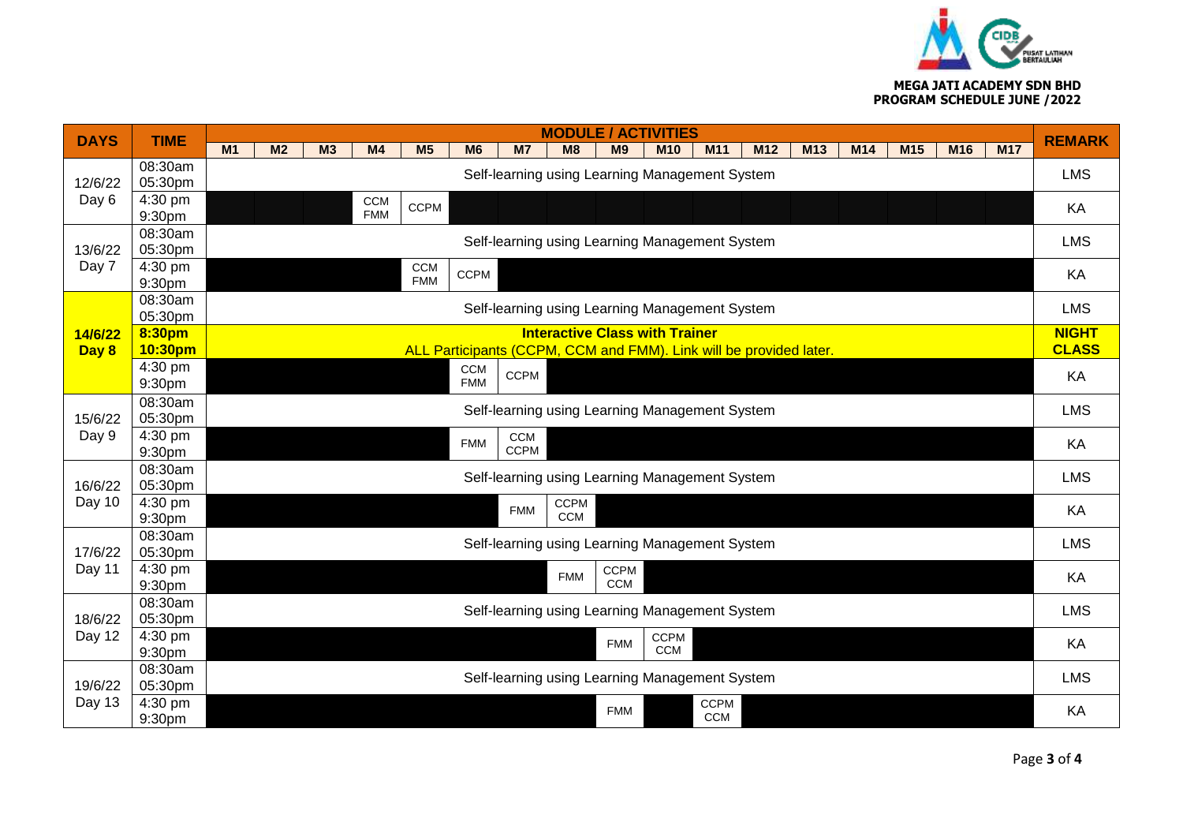**MEGA JATI ACADEMY SDN BHD**
**PROGRAM SCHEDULE JUNE /2022**

| DAYS | TIME | MODULE / ACTIVITIES | | | | | | | | | | | | | | | | | REMARK |
|---|---|---|---|---|---|---|---|---|---|---|---|---|---|---|---|---|---|---|---|
| | | M1 | M2 | M3 | M4 | M5 | M6 | M7 | M8 | M9 | M10 | M11 | M12 | M13 | M14 | M15 | M16 | M17 | |
| 12/6/22 Day 6 | 08:30am 05:30pm | Self-learning using Learning Management System | | | | | | | | | | | | | | | | | LMS |
| | 4:30 pm 9:30pm | | | | CCM FMM | CCPM | | | | | | | | | | | | | KA |
| 13/6/22 Day 7 | 08:30am 05:30pm | Self-learning using Learning Management System | | | | | | | | | | | | | | | | | LMS |
| | 4:30 pm 9:30pm | | | | | CCM FMM | CCPM | | | | | | | | | | | | KA |
| **14/6/22 Day 8** | 08:30am 05:30pm | Self-learning using Learning Management System | | | | | | | | | | | | | | | | | LMS |
| | **8:30pm 10:30pm** | **Interactive Class with Trainer** ALL Participants (CCPM, CCM and FMM). Link will be provided later. | | | | | | | | | | | | | | | | | **NIGHT CLASS** |
| | 4:30 pm 9:30pm | | | | | | CCM FMM | CCPM | | | | | | | | | | | KA |
| 15/6/22 Day 9 | 08:30am 05:30pm | Self-learning using Learning Management System | | | | | | | | | | | | | | | | | LMS |
| | 4:30 pm 9:30pm | | | | | | FMM | CCM CCPM | | | | | | | | | | | KA |
| 16/6/22 Day 10 | 08:30am 05:30pm | Self-learning using Learning Management System | | | | | | | | | | | | | | | | | LMS |
| | 4:30 pm 9:30pm | | | | | | | FMM | CCPM CCM | | | | | | | | | | KA |
| 17/6/22 Day 11 | 08:30am 05:30pm | Self-learning using Learning Management System | | | | | | | | | | | | | | | | | LMS |
| | 4:30 pm 9:30pm | | | | | | | | FMM | CCPM CCM | | | | | | | | | KA |
| 18/6/22 Day 12 | 08:30am 05:30pm | Self-learning using Learning Management System | | | | | | | | | | | | | | | | | LMS |
| | 4:30 pm 9:30pm | | | | | | | | | FMM | CCPM CCM | | | | | | | | KA |
| 19/6/22 Day 13 | 08:30am 05:30pm | Self-learning using Learning Management System | | | | | | | | | | | | | | | | | LMS |
| | 4:30 pm 9:30pm | | | | | | | | | FMM | | CCPM CCM | | | | | | | KA |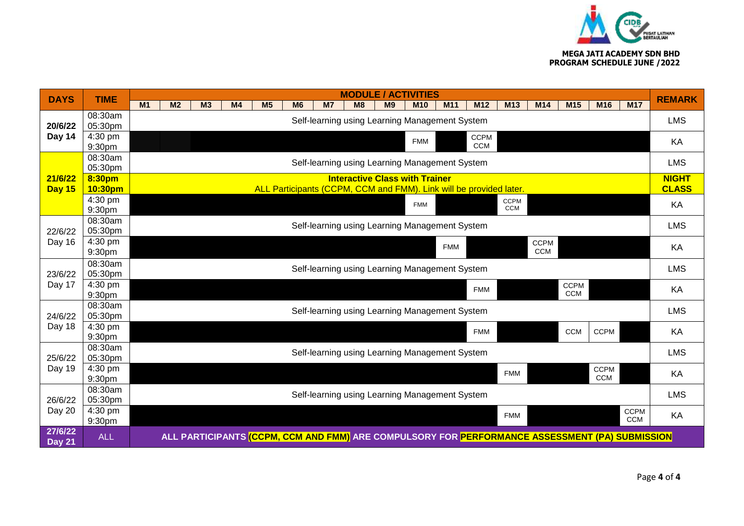**MEGA JATI ACADEMY SDN BHD**
**PROGRAM SCHEDULE JUNE /2022**

| DAYS | TIME | MODULE / ACTIVITIES | | | | | | | | | | | | | | | | | REMARK |
|---|---|---|---|---|---|---|---|---|---|---|---|---|---|---|---|---|---|---|---|
| | | M1 | M2 | M3 | M4 | M5 | M6 | M7 | M8 | M9 | M10 | M11 | M12 | M13 | M14 | M15 | M16 | M17 | |
| **20/6/22 Day 14** | 08:30am 05:30pm | Self-learning using Learning Management System | | | | | | | | | | | | | | | | | LMS |
| | 4:30 pm 9:30pm | | | | | | | | | | FMM | | CCPM CCM | | | | | | KA |
| **21/6/22 Day 15** | 08:30am 05:30pm | Self-learning using Learning Management System | | | | | | | | | | | | | | | | | LMS |
| | **8:30pm 10:30pm** | **Interactive Class with Trainer** ALL Participants (CCPM, CCM and FMM). Link will be provided later. | | | | | | | | | | | | | | | | | **NIGHT CLASS** |
| | 4:30 pm 9:30pm | | | | | | | | | | FMM | | | CCPM CCM | | | | | KA |
| 22/6/22 Day 16 | 08:30am 05:30pm | Self-learning using Learning Management System | | | | | | | | | | | | | | | | | LMS |
| | 4:30 pm 9:30pm | | | | | | | | | | | FMM | | | CCPM CCM | | | | KA |
| 23/6/22 Day 17 | 08:30am 05:30pm | Self-learning using Learning Management System | | | | | | | | | | | | | | | | | LMS |
| | 4:30 pm 9:30pm | | | | | | | | | | | | FMM | | | CCPM CCM | | | KA |
| 24/6/22 Day 18 | 08:30am 05:30pm | Self-learning using Learning Management System | | | | | | | | | | | | | | | | | LMS |
| | 4:30 pm 9:30pm | | | | | | | | | | | | FMM | | | CCM | CCPM | | KA |
| 25/6/22 Day 19 | 08:30am 05:30pm | Self-learning using Learning Management System | | | | | | | | | | | | | | | | | LMS |
| | 4:30 pm 9:30pm | | | | | | | | | | | | | FMM | | | CCPM CCM | | KA |
| 26/6/22 Day 20 | 08:30am 05:30pm | Self-learning using Learning Management System | | | | | | | | | | | | | | | | | LMS |
| | 4:30 pm 9:30pm | | | | | | | | | | | | | FMM | | | | CCPM CCM | KA |
| **27/6/22 Day 21** | ALL | **ALL PARTICIPANTS (CCPM, CCM AND FMM) ARE COMPULSORY FOR PERFORMANCE ASSESSMENT (PA) SUBMISSION** | | | | | | | | | | | | | | | | | |